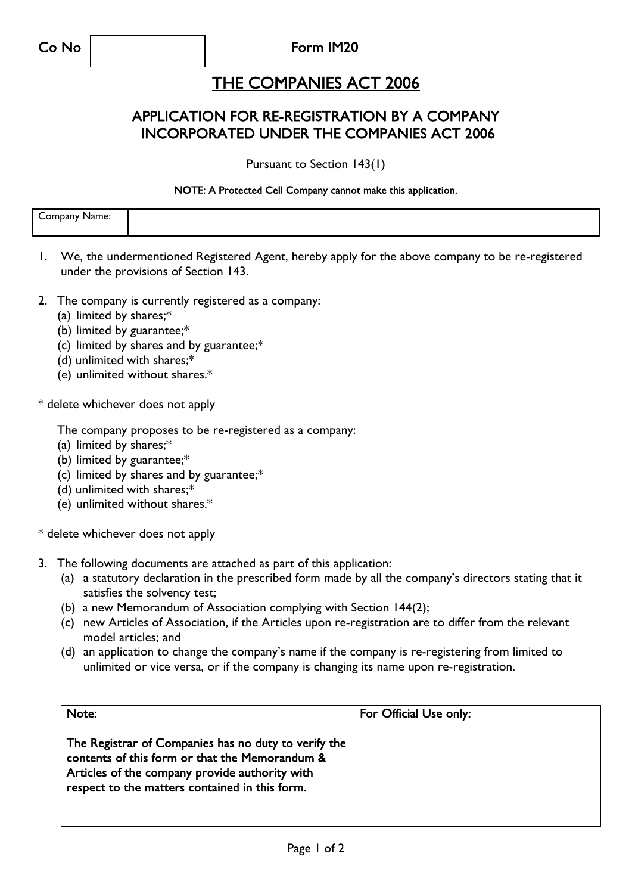| Co No | | Form IM20 |
|---|---|---|

# THE COMPANIES ACT 2006

## APPLICATION FOR RE-REGISTRATION BY A COMPANY INCORPORATED UNDER THE COMPANIES ACT 2006

Pursuant to Section 143(1)

**NOTE: A Protected Cell Company cannot make this application.**

| Company Name: | |
|---|---|

1. We, the undermentioned Registered Agent, hereby apply for the above company to be re-registered under the provisions of Section 143.

2. The company is currently registered as a company:
   (a) limited by shares;*
   (b) limited by guarantee;*
   (c) limited by shares and by guarantee;*
   (d) unlimited with shares;*
   (e) unlimited without shares.*

\* delete whichever does not apply

The company proposes to be re-registered as a company:
   (a) limited by shares;*
   (b) limited by guarantee;*
   (c) limited by shares and by guarantee;*
   (d) unlimited with shares;*
   (e) unlimited without shares.*

\* delete whichever does not apply

3. The following documents are attached as part of this application:
   (a) a statutory declaration in the prescribed form made by all the company's directors stating that it satisfies the solvency test;
   (b) a new Memorandum of Association complying with Section 144(2);
   (c) new Articles of Association, if the Articles upon re-registration are to differ from the relevant model articles; and
   (d) an application to change the company's name if the company is re-registering from limited to unlimited or vice versa, or if the company is changing its name upon re-registration.

---

| Note: | For Official Use only: |
|---|---|
| The Registrar of Companies has no duty to verify the contents of this form or that the Memorandum & Articles of the company provide authority with respect to the matters contained in this form. | |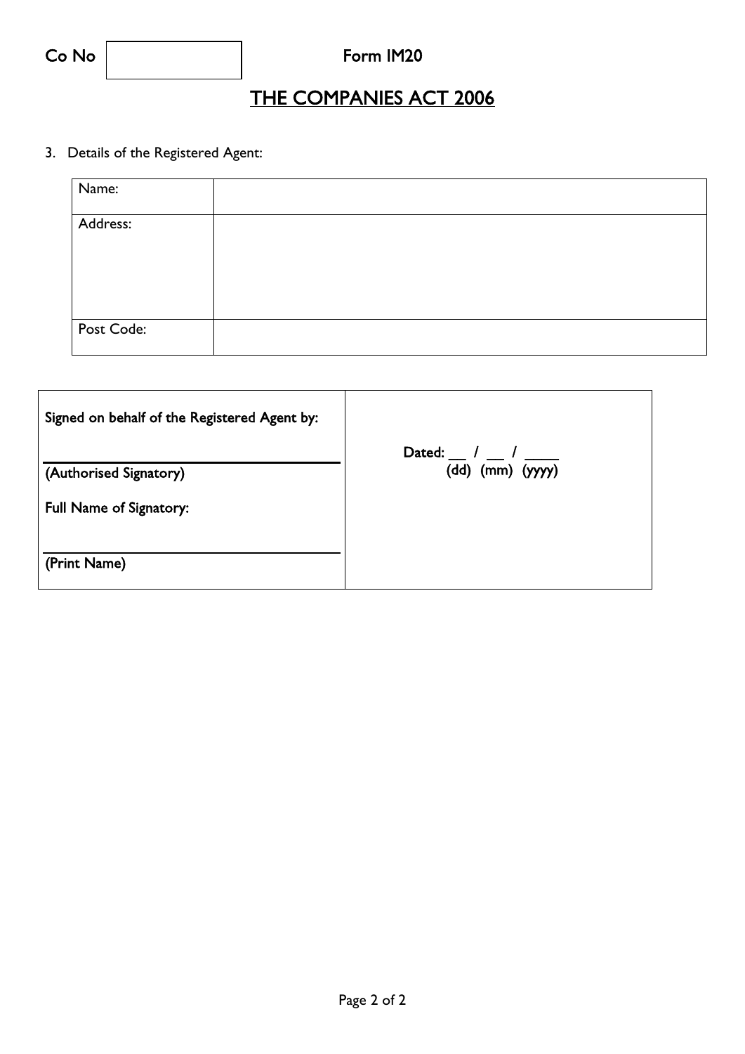Co No | |

Form IM20

# THE COMPANIES ACT 2006

3. Details of the Registered Agent:

| | |
|---|---|
| Name: | |
| Address: | |
| Post Code: | |

| | |
|---|---|
| Signed on behalf of the Registered Agent by:<br><br>______________________<br>(Authorised Signatory)<br><br>Full Name of Signatory:<br><br>______________________<br>(Print Name) | Dated: __ / __ / ____<br>(dd) (mm) (yyyy) |